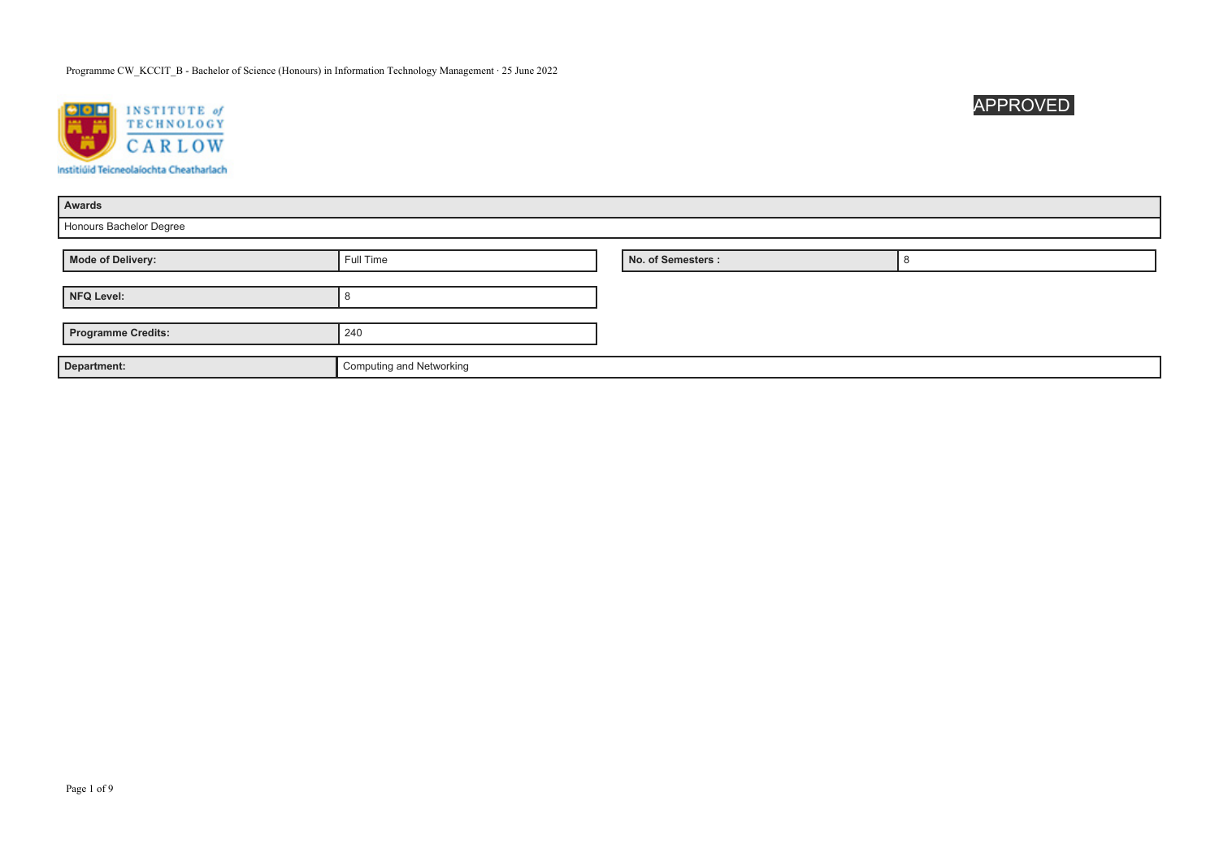# Programme CW_KCCIT_B - Bachelor of Science (Honours) in Information Technology Management · 25 June 2022

INSTITUTE of TECHNOLOGY CARLOW
Institiúid Teicneolaíochta Cheatharlach

APPROVED

| Awards |
| --- |
| Honours Bachelor Degree |

| Mode of Delivery: | Full Time | No. of Semesters : | 8 |
| --- | --- | --- | --- |
| **NFQ Level:** | 8 | | |
| **Programme Credits:** | 240 | | |

| Department: | Computing and Networking |
| --- | --- |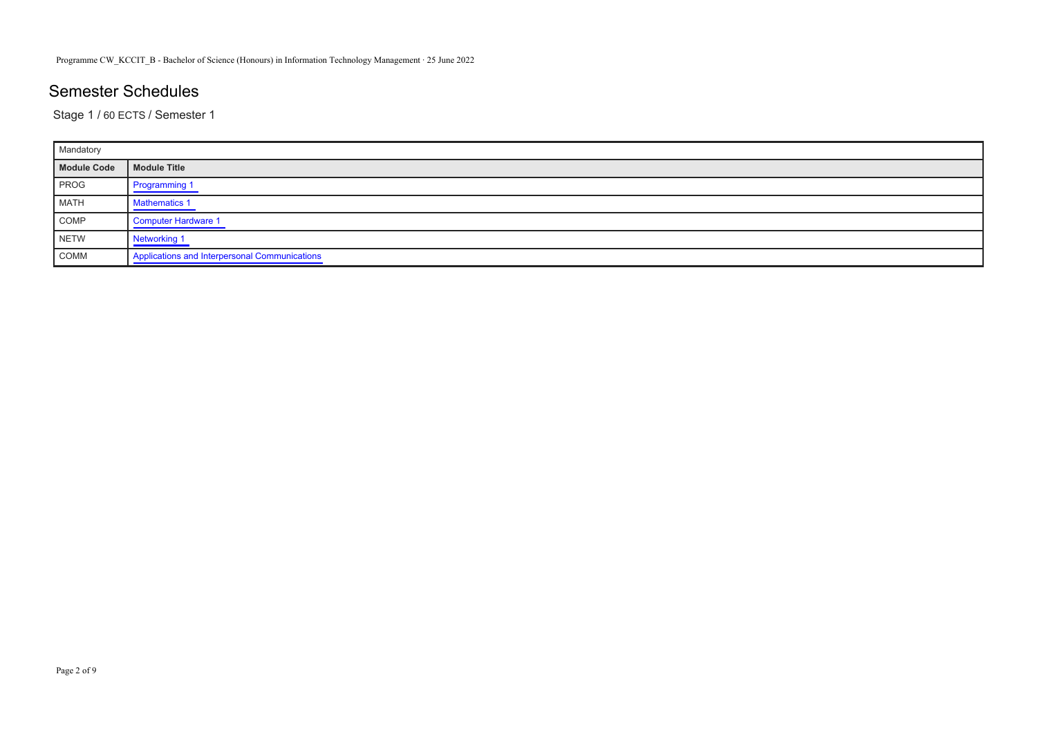# Semester Schedules

Stage 1 / 60 ECTS / Semester 1

| Mandatory | |
|---|---|
| **Module Code** | **Module Title** |
| PROG | Programming 1 |
| MATH | Mathematics 1 |
| COMP | Computer Hardware 1 |
| NETW | Networking 1 |
| COMM | Applications and Interpersonal Communications |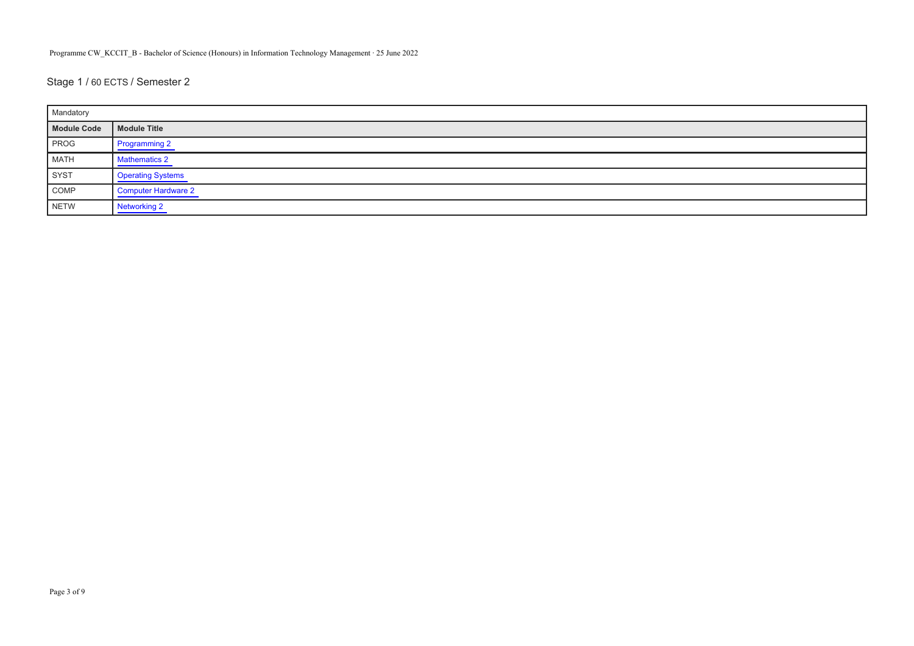## Stage 1 / 60 ECTS / Semester 2

| Mandatory | |
|---|---|
| **Module Code** | **Module Title** |
| PROG | Programming 2 |
| MATH | Mathematics 2 |
| SYST | Operating Systems |
| COMP | Computer Hardware 2 |
| NETW | Networking 2 |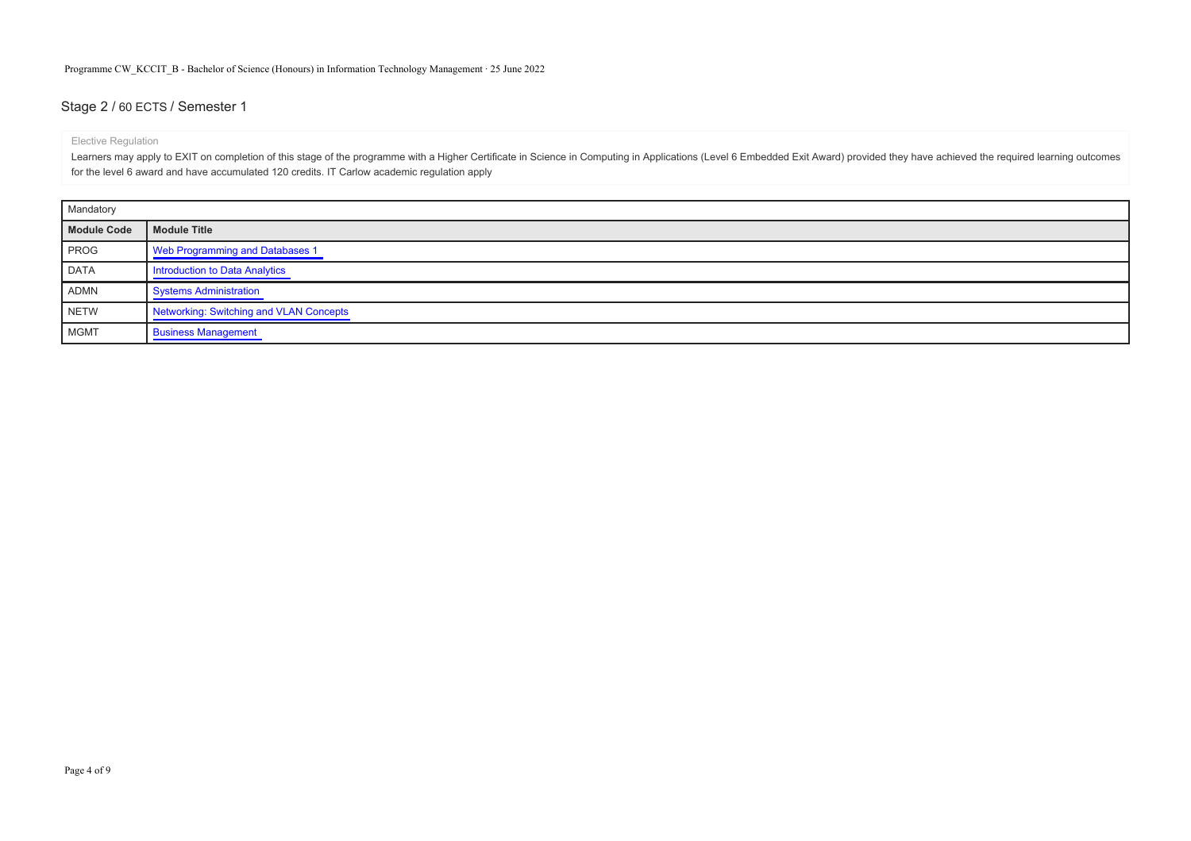## Stage 2 / 60 ECTS / Semester 1

Elective Regulation

Learners may apply to EXIT on completion of this stage of the programme with a Higher Certificate in Science in Computing in Applications (Level 6 Embedded Exit Award) provided they have achieved the required learning outcomes for the level 6 award and have accumulated 120 credits. IT Carlow academic regulation apply

| Mandatory | |
|---|---|
| **Module Code** | **Module Title** |
| PROG | Web Programming and Databases 1 |
| DATA | Introduction to Data Analytics |
| ADMN | Systems Administration |
| NETW | Networking: Switching and VLAN Concepts |
| MGMT | Business Management |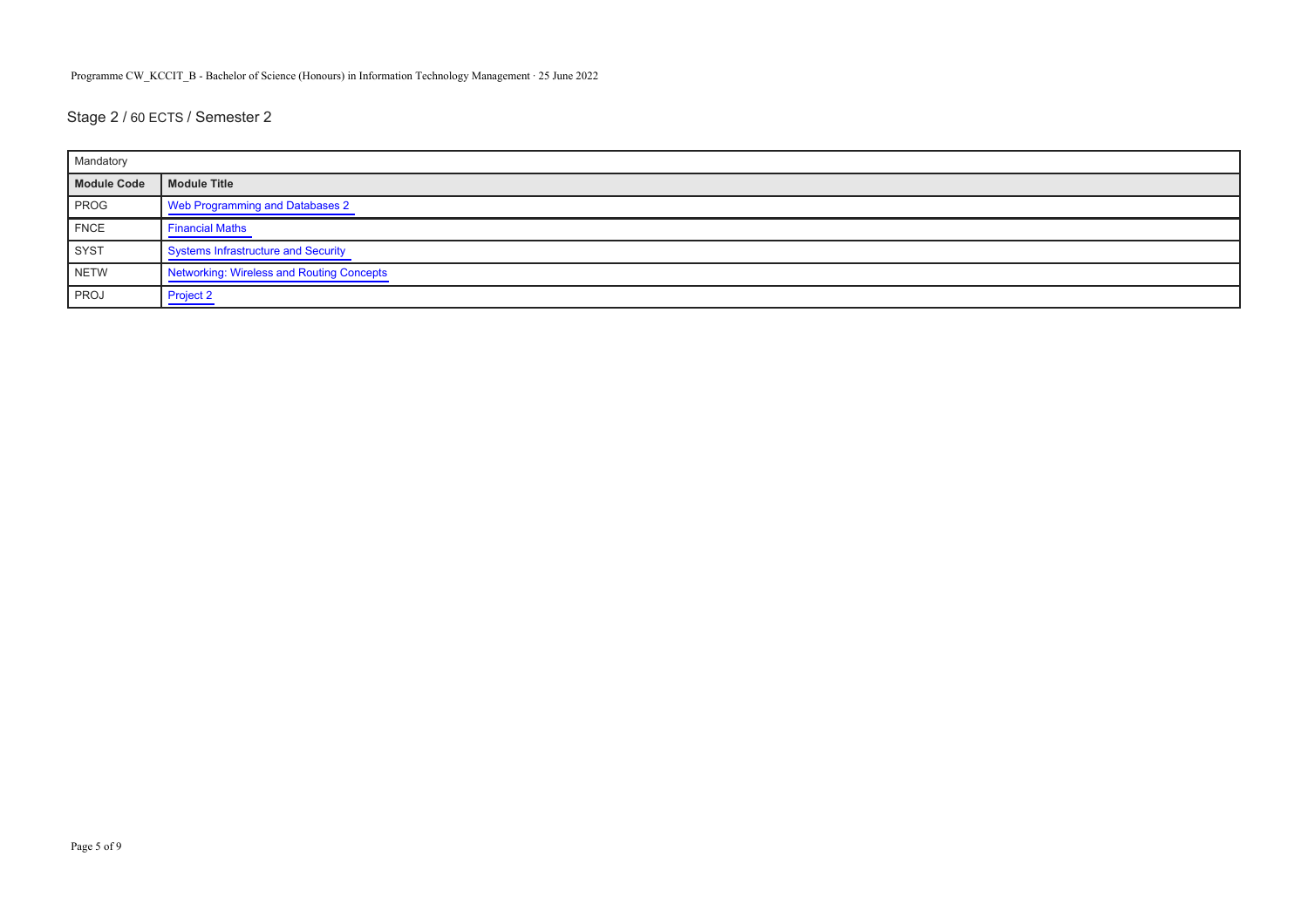## Stage 2 / 60 ECTS / Semester 2

| Mandatory | |
|---|---|
| **Module Code** | **Module Title** |
| PROG | Web Programming and Databases 2 |
| FNCE | Financial Maths |
| SYST | Systems Infrastructure and Security |
| NETW | Networking: Wireless and Routing Concepts |
| PROJ | Project 2 |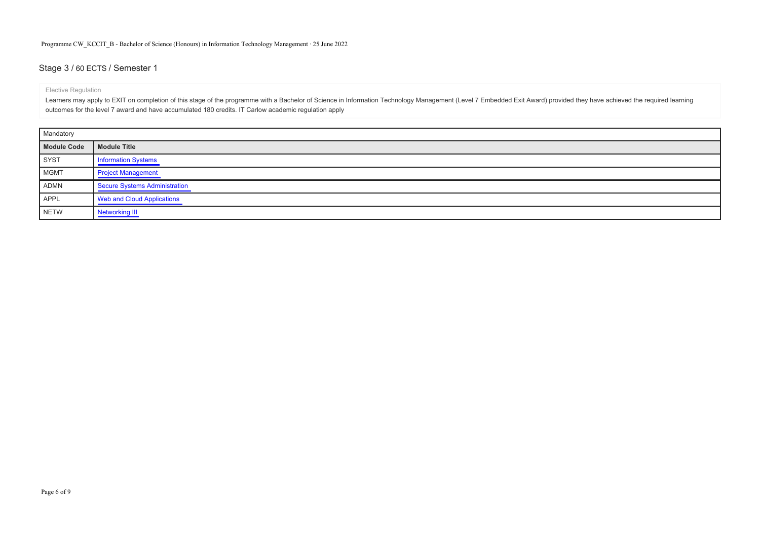## Stage 3 / 60 ECTS / Semester 1

Elective Regulation

Learners may apply to EXIT on completion of this stage of the programme with a Bachelor of Science in Information Technology Management (Level 7 Embedded Exit Award) provided they have achieved the required learning outcomes for the level 7 award and have accumulated 180 credits. IT Carlow academic regulation apply

| Mandatory | |
|---|---|
| **Module Code** | **Module Title** |
| SYST | Information Systems |
| MGMT | Project Management |
| ADMN | Secure Systems Administration |
| APPL | Web and Cloud Applications |
| NETW | Networking III |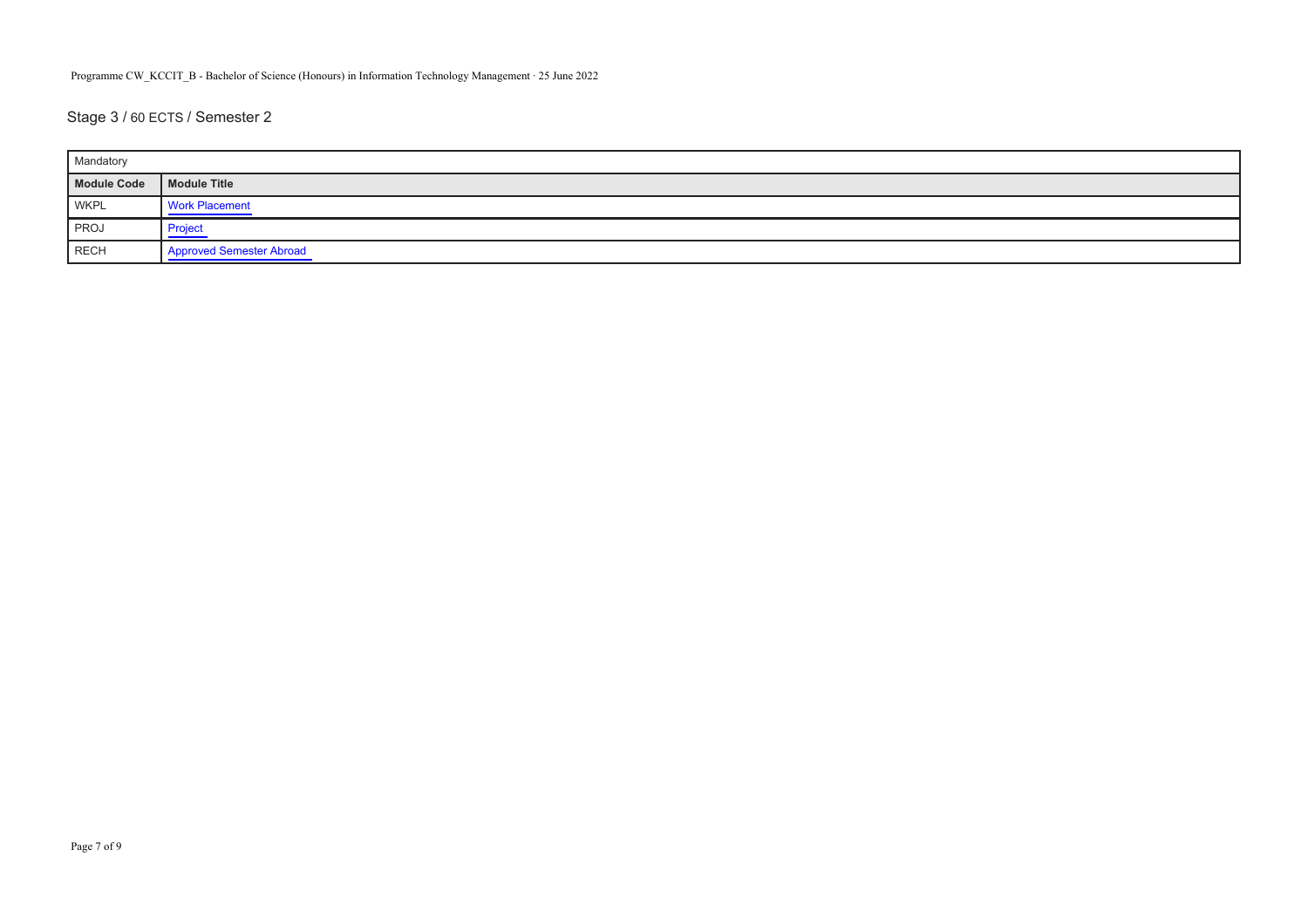## Stage 3 / 60 ECTS / Semester 2

| Mandatory | |
|---|---|
| **Module Code** | **Module Title** |
| WKPL | Work Placement |
| PROJ | Project |
| RECH | Approved Semester Abroad |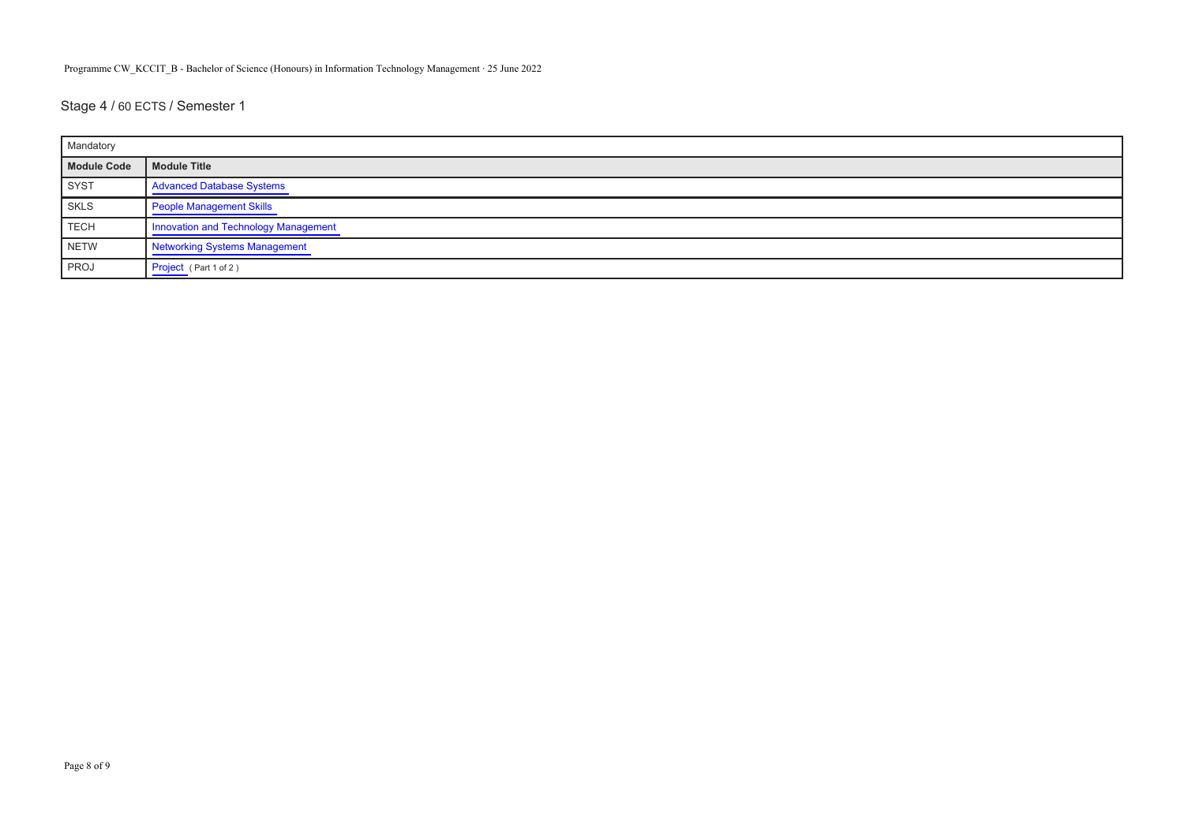## Stage 4 / 60 ECTS / Semester 1

| Mandatory | |
|---|---|
| **Module Code** | **Module Title** |
| SYST | Advanced Database Systems |
| SKLS | People Management Skills |
| TECH | Innovation and Technology Management |
| NETW | Networking Systems Management |
| PROJ | Project ( Part 1 of 2 ) |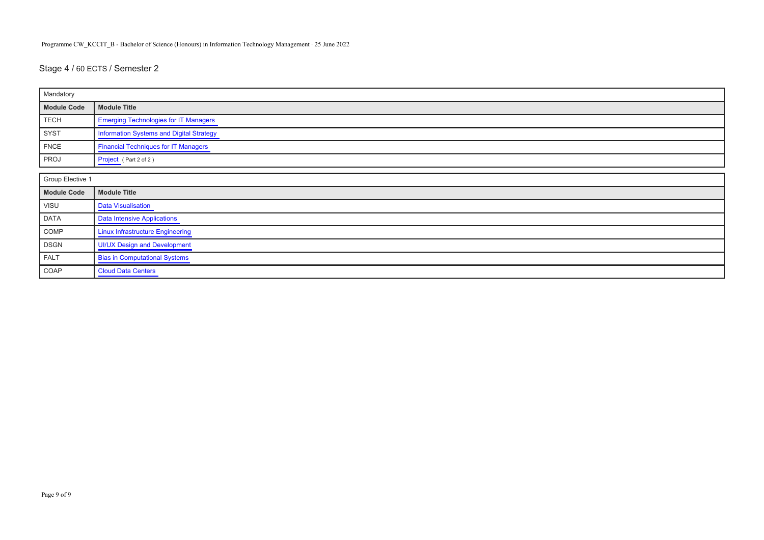## Stage 4 / 60 ECTS / Semester 2

| Mandatory | |
|---|---|
| **Module Code** | **Module Title** |
| TECH | Emerging Technologies for IT Managers |
| SYST | Information Systems and Digital Strategy |
| FNCE | Financial Techniques for IT Managers |
| PROJ | Project ( Part 2 of 2 ) |

| Group Elective 1 | |
|---|---|
| **Module Code** | **Module Title** |
| VISU | Data Visualisation |
| DATA | Data Intensive Applications |
| COMP | Linux Infrastructure Engineering |
| DSGN | UI/UX Design and Development |
| FALT | Bias in Computational Systems |
| COAP | Cloud Data Centers |